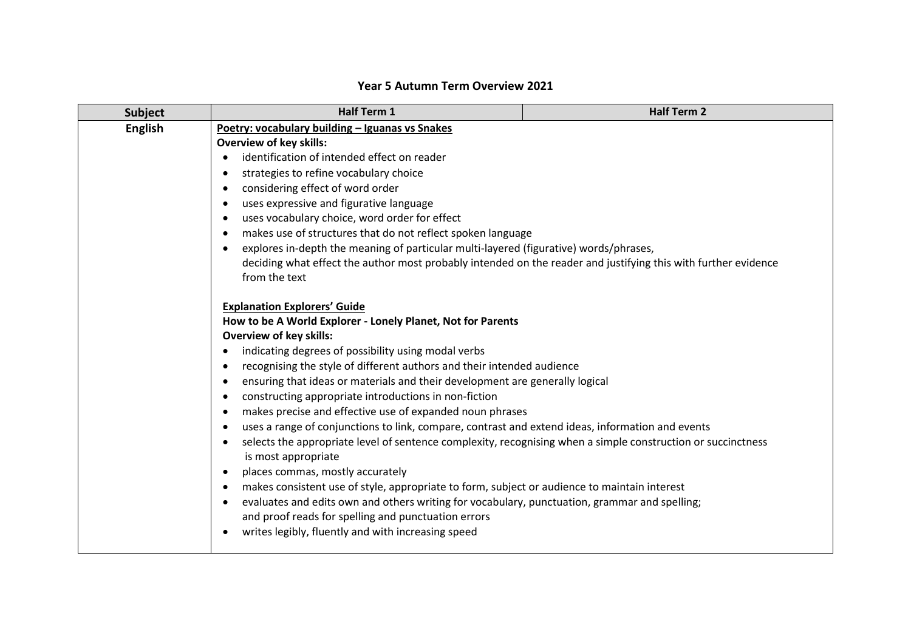# Year 5 Autumn Term Overview 2021

| Subject | Half Term 1 | Half Term 2 |
|---|---|---|
| **English** | <u>**Poetry: vocabulary building – Iguanas vs Snakes**</u><br>**Overview of key skills:**<br>• identification of intended effect on reader<br>• strategies to refine vocabulary choice<br>• considering effect of word order<br>• uses expressive and figurative language<br>• uses vocabulary choice, word order for effect<br>• makes use of structures that do not reflect spoken language<br>• explores in-depth the meaning of particular multi-layered (figurative) words/phrases, deciding what effect the author most probably intended on the reader and justifying this with further evidence from the text<br><br><u>**Explanation Explorers' Guide**</u><br>**How to be A World Explorer - Lonely Planet, Not for Parents**<br>**Overview of key skills:**<br>• indicating degrees of possibility using modal verbs<br>• recognising the style of different authors and their intended audience<br>• ensuring that ideas or materials and their development are generally logical<br>• constructing appropriate introductions in non-fiction<br>• makes precise and effective use of expanded noun phrases<br>• uses a range of conjunctions to link, compare, contrast and extend ideas, information and events<br>• selects the appropriate level of sentence complexity, recognising when a simple construction or succinctness is most appropriate<br>• places commas, mostly accurately<br>• makes consistent use of style, appropriate to form, subject or audience to maintain interest<br>• evaluates and edits own and others writing for vocabulary, punctuation, grammar and spelling; and proof reads for spelling and punctuation errors<br>• writes legibly, fluently and with increasing speed | |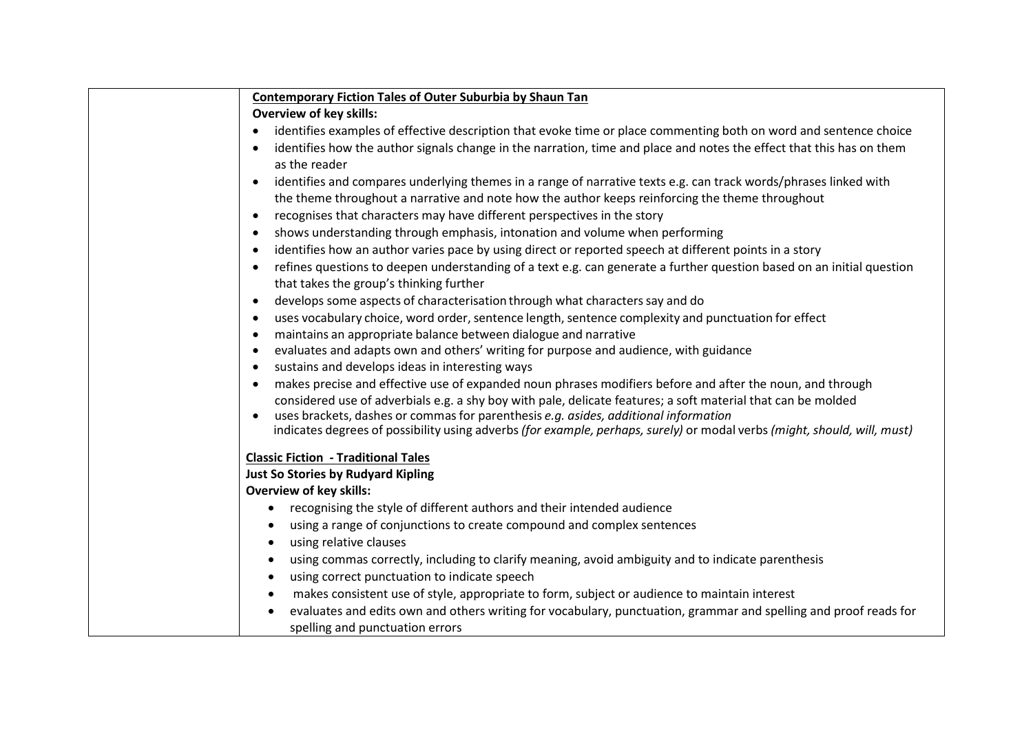| | |
|---|---|
| | **Contemporary Fiction Tales of Outer Suburbia by Shaun Tan**<br>**Overview of key skills:**<br>• identifies examples of effective description that evoke time or place commenting both on word and sentence choice<br>• identifies how the author signals change in the narration, time and place and notes the effect that this has on them as the reader<br>• identifies and compares underlying themes in a range of narrative texts e.g. can track words/phrases linked with the theme throughout a narrative and note how the author keeps reinforcing the theme throughout<br>• recognises that characters may have different perspectives in the story<br>• shows understanding through emphasis, intonation and volume when performing<br>• identifies how an author varies pace by using direct or reported speech at different points in a story<br>• refines questions to deepen understanding of a text e.g. can generate a further question based on an initial question that takes the group's thinking further<br>• develops some aspects of characterisation through what characters say and do<br>• uses vocabulary choice, word order, sentence length, sentence complexity and punctuation for effect<br>• maintains an appropriate balance between dialogue and narrative<br>• evaluates and adapts own and others' writing for purpose and audience, with guidance<br>• sustains and develops ideas in interesting ways<br>• makes precise and effective use of expanded noun phrases modifiers before and after the noun, and through considered use of adverbials e.g. a shy boy with pale, delicate features; a soft material that can be molded<br>• uses brackets, dashes or commas for parenthesis *e.g. asides, additional information*<br>indicates degrees of possibility using adverbs *(for example, perhaps, surely)* or modal verbs *(might, should, will, must)*<br><br>**Classic Fiction - Traditional Tales**<br>**Just So Stories by Rudyard Kipling**<br>**Overview of key skills:**<br>• recognising the style of different authors and their intended audience<br>• using a range of conjunctions to create compound and complex sentences<br>• using relative clauses<br>• using commas correctly, including to clarify meaning, avoid ambiguity and to indicate parenthesis<br>• using correct punctuation to indicate speech<br>• makes consistent use of style, appropriate to form, subject or audience to maintain interest<br>• evaluates and edits own and others writing for vocabulary, punctuation, grammar and spelling and proof reads for spelling and punctuation errors |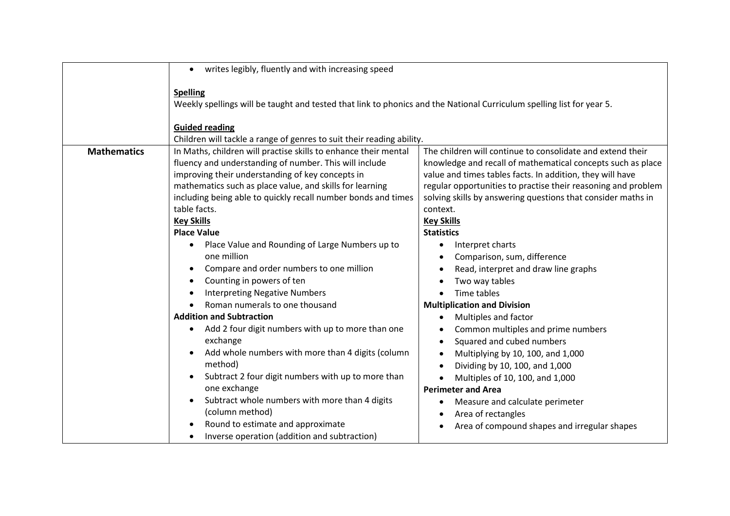| | | |
|---|---|---|
| | • writes legibly, fluently and with increasing speed<br><br>**Spelling**<br>Weekly spellings will be taught and tested that link to phonics and the National Curriculum spelling list for year 5.<br><br>**Guided reading**<br>Children will tackle a range of genres to suit their reading ability. | |
| **Mathematics** | In Maths, children will practise skills to enhance their mental fluency and understanding of number. This will include improving their understanding of key concepts in mathematics such as place value, and skills for learning including being able to quickly recall number bonds and times table facts.<br>**Key Skills**<br>**Place Value**<br>• Place Value and Rounding of Large Numbers up to one million<br>• Compare and order numbers to one million<br>• Counting in powers of ten<br>• Interpreting Negative Numbers<br>• Roman numerals to one thousand<br>**Addition and Subtraction**<br>• Add 2 four digit numbers with up to more than one exchange<br>• Add whole numbers with more than 4 digits (column method)<br>• Subtract 2 four digit numbers with up to more than one exchange<br>• Subtract whole numbers with more than 4 digits (column method)<br>• Round to estimate and approximate<br>• Inverse operation (addition and subtraction) | The children will continue to consolidate and extend their knowledge and recall of mathematical concepts such as place value and times tables facts. In addition, they will have regular opportunities to practise their reasoning and problem solving skills by answering questions that consider maths in context.<br>**Key Skills**<br>**Statistics**<br>• Interpret charts<br>• Comparison, sum, difference<br>• Read, interpret and draw line graphs<br>• Two way tables<br>• Time tables<br>**Multiplication and Division**<br>• Multiples and factor<br>• Common multiples and prime numbers<br>• Squared and cubed numbers<br>• Multiplying by 10, 100, and 1,000<br>• Dividing by 10, 100, and 1,000<br>• Multiples of 10, 100, and 1,000<br>**Perimeter and Area**<br>• Measure and calculate perimeter<br>• Area of rectangles<br>• Area of compound shapes and irregular shapes |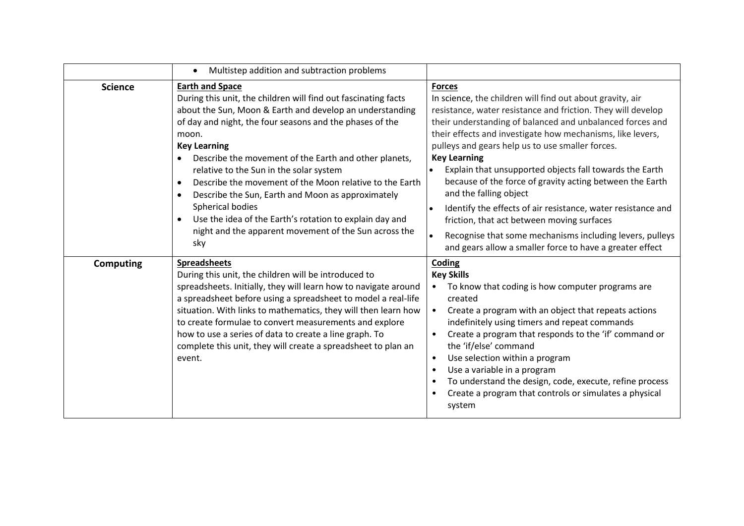| | | |
|---|---|---|
| | • Multistep addition and subtraction problems | |
| **Science** | **Earth and Space**<br>During this unit, the children will find out fascinating facts about the Sun, Moon & Earth and develop an understanding of day and night, the four seasons and the phases of the moon.<br>**Key Learning**<br>• Describe the movement of the Earth and other planets, relative to the Sun in the solar system<br>• Describe the movement of the Moon relative to the Earth<br>• Describe the Sun, Earth and Moon as approximately Spherical bodies<br>• Use the idea of the Earth's rotation to explain day and night and the apparent movement of the Sun across the sky | **Forces**<br>In science, the children will find out about gravity, air resistance, water resistance and friction. They will develop their understanding of balanced and unbalanced forces and their effects and investigate how mechanisms, like levers, pulleys and gears help us to use smaller forces.<br>**Key Learning**<br>• Explain that unsupported objects fall towards the Earth because of the force of gravity acting between the Earth and the falling object<br>• Identify the effects of air resistance, water resistance and friction, that act between moving surfaces<br>• Recognise that some mechanisms including levers, pulleys and gears allow a smaller force to have a greater effect |
| **Computing** | **Spreadsheets**<br>During this unit, the children will be introduced to spreadsheets. Initially, they will learn how to navigate around a spreadsheet before using a spreadsheet to model a real-life situation. With links to mathematics, they will then learn how to create formulae to convert measurements and explore how to use a series of data to create a line graph. To complete this unit, they will create a spreadsheet to plan an event. | **Coding**<br>**Key Skills**<br>• To know that coding is how computer programs are created<br>• Create a program with an object that repeats actions indefinitely using timers and repeat commands<br>• Create a program that responds to the 'if' command or the 'if/else' command<br>• Use selection within a program<br>• Use a variable in a program<br>• To understand the design, code, execute, refine process<br>• Create a program that controls or simulates a physical system |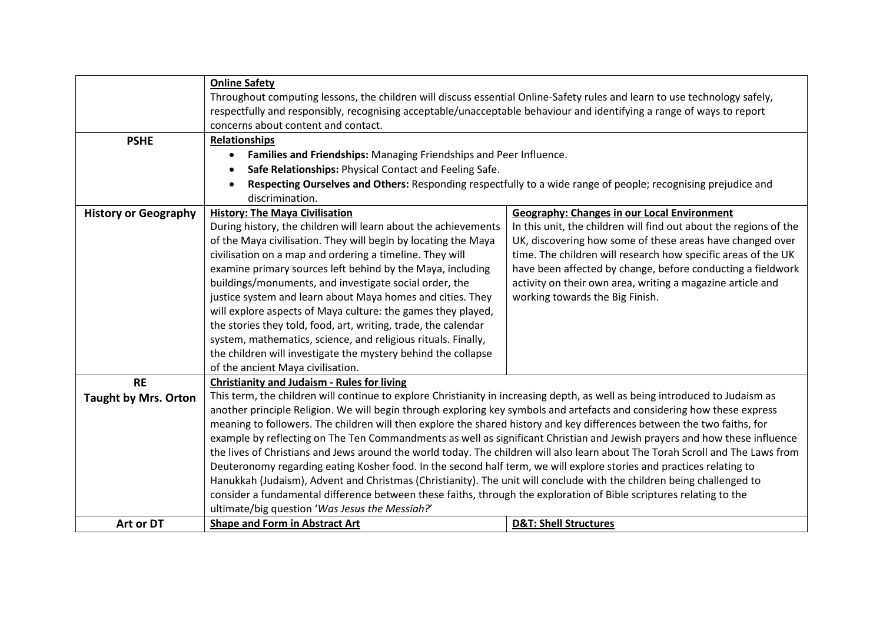| | | |
|---|---|---|
| | **Online Safety**<br>Throughout computing lessons, the children will discuss essential Online-Safety rules and learn to use technology safely, respectfully and responsibly, recognising acceptable/unacceptable behaviour and identifying a range of ways to report concerns about content and contact. | |
| **PSHE** | **Relationships**<br>• **Families and Friendships:** Managing Friendships and Peer Influence.<br>• **Safe Relationships:** Physical Contact and Feeling Safe.<br>• **Respecting Ourselves and Others:** Responding respectfully to a wide range of people; recognising prejudice and discrimination. | |
| **History or Geography** | **History: The Maya Civilisation**<br>During history, the children will learn about the achievements of the Maya civilisation. They will begin by locating the Maya civilisation on a map and ordering a timeline. They will examine primary sources left behind by the Maya, including buildings/monuments, and investigate social order, the justice system and learn about Maya homes and cities. They will explore aspects of Maya culture: the games they played, the stories they told, food, art, writing, trade, the calendar system, mathematics, science, and religious rituals. Finally, the children will investigate the mystery behind the collapse of the ancient Maya civilisation. | **Geography: Changes in our Local Environment**<br>In this unit, the children will find out about the regions of the UK, discovering how some of these areas have changed over time. The children will research how specific areas of the UK have been affected by change, before conducting a fieldwork activity on their own area, writing a magazine article and working towards the Big Finish. |
| **RE**<br>**Taught by Mrs. Orton** | **Christianity and Judaism - Rules for living**<br>This term, the children will continue to explore Christianity in increasing depth, as well as being introduced to Judaism as another principle Religion. We will begin through exploring key symbols and artefacts and considering how these express meaning to followers. The children will then explore the shared history and key differences between the two faiths, for example by reflecting on The Ten Commandments as well as significant Christian and Jewish prayers and how these influence the lives of Christians and Jews around the world today. The children will also learn about The Torah Scroll and The Laws from Deuteronomy regarding eating Kosher food. In the second half term, we will explore stories and practices relating to Hanukkah (Judaism), Advent and Christmas (Christianity). The unit will conclude with the children being challenged to consider a fundamental difference between these faiths, through the exploration of Bible scriptures relating to the ultimate/big question '*Was Jesus the Messiah?*' | |
| **Art or DT** | **Shape and Form in Abstract Art** | **D&T: Shell Structures** |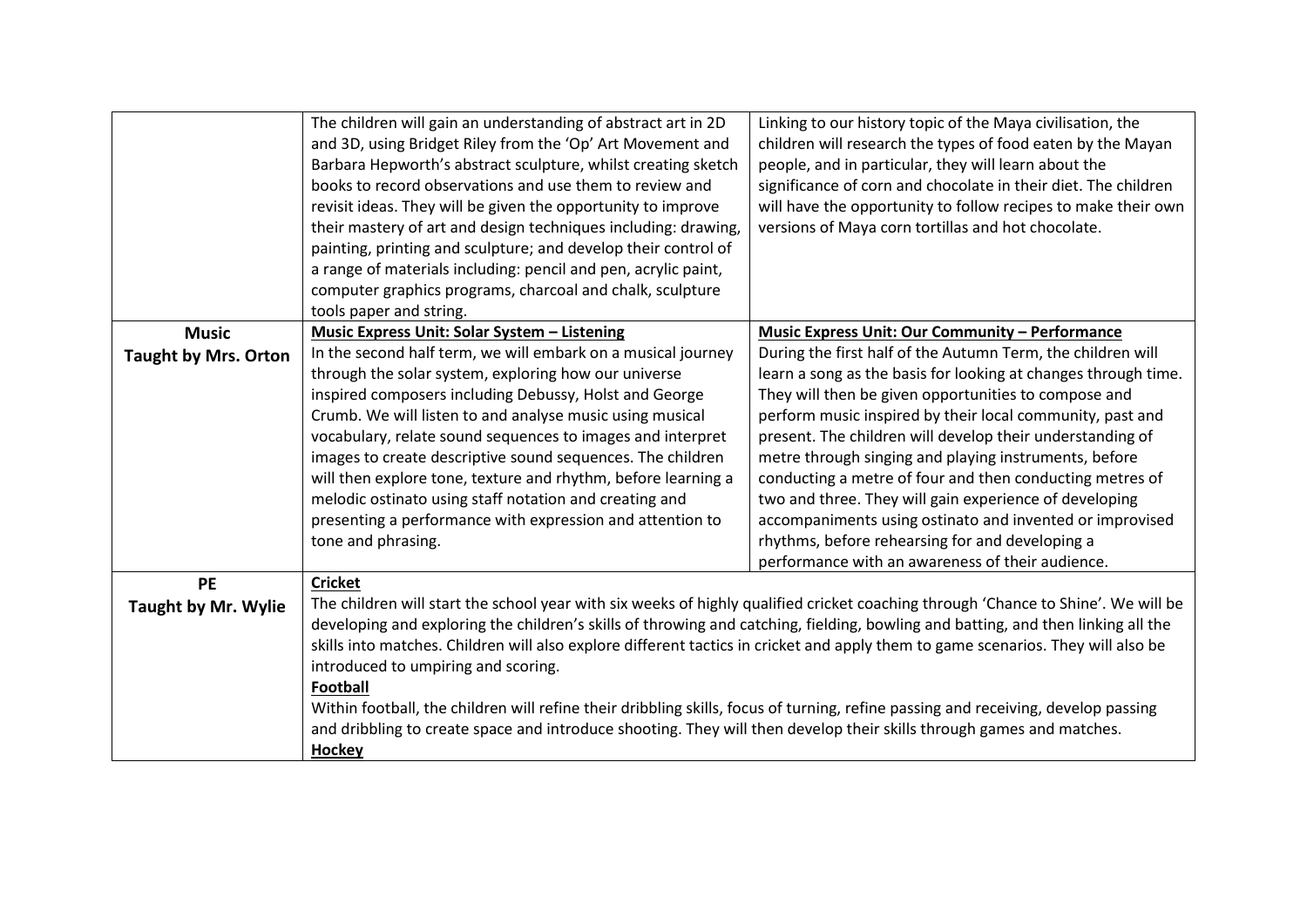| | | |
|---|---|---|
| | The children will gain an understanding of abstract art in 2D and 3D, using Bridget Riley from the 'Op' Art Movement and Barbara Hepworth's abstract sculpture, whilst creating sketch books to record observations and use them to review and revisit ideas. They will be given the opportunity to improve their mastery of art and design techniques including: drawing, painting, printing and sculpture; and develop their control of a range of materials including: pencil and pen, acrylic paint, computer graphics programs, charcoal and chalk, sculpture tools paper and string. | Linking to our history topic of the Maya civilisation, the children will research the types of food eaten by the Mayan people, and in particular, they will learn about the significance of corn and chocolate in their diet. The children will have the opportunity to follow recipes to make their own versions of Maya corn tortillas and hot chocolate. |
| **Music**<br>**Taught by Mrs. Orton** | **Music Express Unit: Solar System – Listening**<br>In the second half term, we will embark on a musical journey through the solar system, exploring how our universe inspired composers including Debussy, Holst and George Crumb. We will listen to and analyse music using musical vocabulary, relate sound sequences to images and interpret images to create descriptive sound sequences. The children will then explore tone, texture and rhythm, before learning a melodic ostinato using staff notation and creating and presenting a performance with expression and attention to tone and phrasing. | **Music Express Unit: Our Community – Performance**<br>During the first half of the Autumn Term, the children will learn a song as the basis for looking at changes through time. They will then be given opportunities to compose and perform music inspired by their local community, past and present. The children will develop their understanding of metre through singing and playing instruments, before conducting a metre of four and then conducting metres of two and three. They will gain experience of developing accompaniments using ostinato and invented or improvised rhythms, before rehearsing for and developing a performance with an awareness of their audience. |
| **PE**<br>**Taught by Mr. Wylie** | **Cricket**<br>The children will start the school year with six weeks of highly qualified cricket coaching through 'Chance to Shine'. We will be developing and exploring the children's skills of throwing and catching, fielding, bowling and batting, and then linking all the skills into matches. Children will also explore different tactics in cricket and apply them to game scenarios. They will also be introduced to umpiring and scoring.<br>**Football**<br>Within football, the children will refine their dribbling skills, focus of turning, refine passing and receiving, develop passing and dribbling to create space and introduce shooting. They will then develop their skills through games and matches.<br>**Hockey** | |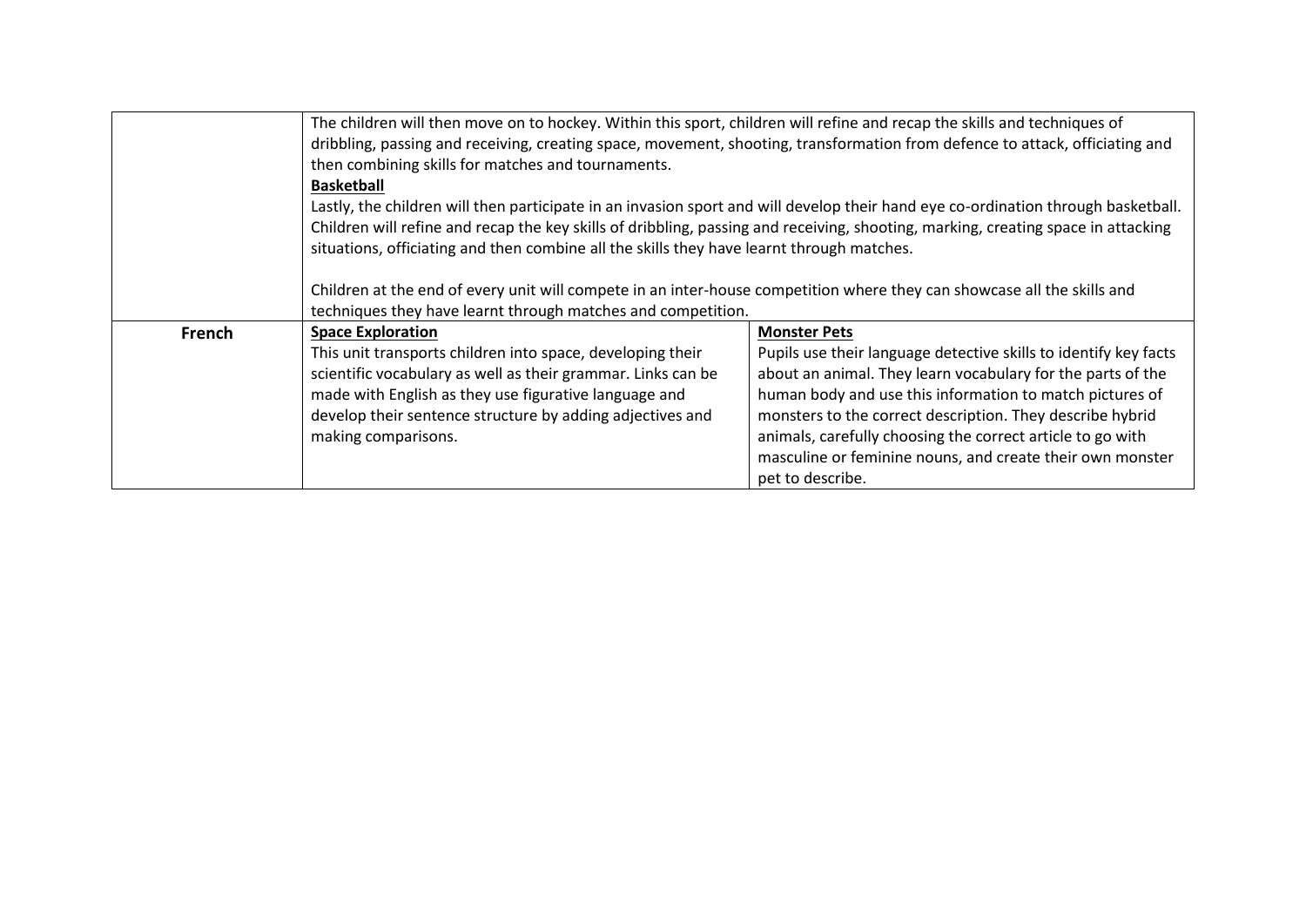| | | |
|---|---|---|
| | The children will then move on to hockey. Within this sport, children will refine and recap the skills and techniques of dribbling, passing and receiving, creating space, movement, shooting, transformation from defence to attack, officiating and then combining skills for matches and tournaments.<br>**Basketball**<br>Lastly, the children will then participate in an invasion sport and will develop their hand eye co-ordination through basketball. Children will refine and recap the key skills of dribbling, passing and receiving, shooting, marking, creating space in attacking situations, officiating and then combine all the skills they have learnt through matches.<br><br>Children at the end of every unit will compete in an inter-house competition where they can showcase all the skills and techniques they have learnt through matches and competition. | |
| **French** | **Space Exploration**<br>This unit transports children into space, developing their scientific vocabulary as well as their grammar. Links can be made with English as they use figurative language and develop their sentence structure by adding adjectives and making comparisons. | **Monster Pets**<br>Pupils use their language detective skills to identify key facts about an animal. They learn vocabulary for the parts of the human body and use this information to match pictures of monsters to the correct description. They describe hybrid animals, carefully choosing the correct article to go with masculine or feminine nouns, and create their own monster pet to describe. |